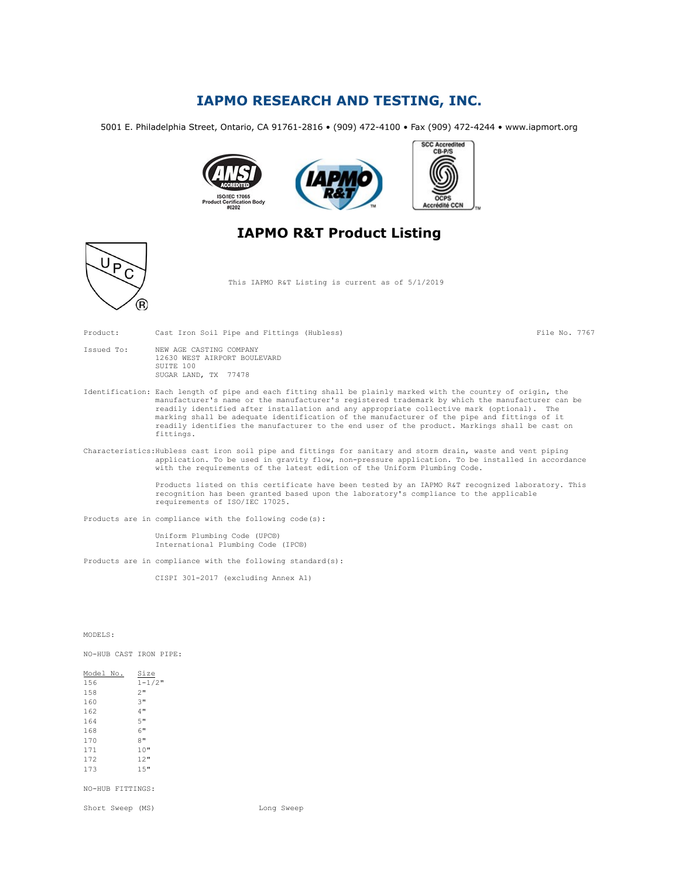# IAPMO RESEARCH AND TESTING, INC.

5001 E. Philadelphia Street, Ontario, CA 91761-2816 • (909) 472-4100 • Fax (909) 472-4244 • www.iapmort.org

ANSI ACCREDITED ISO/IEC 17065 Product Certification Body #0202

SCC Accredited CB-P/S OCPS Accrédité CCN

## IAPMO R&T Product Listing

This IAPMO R&T Listing is current as of 5/1/2019

**Product:** Cast Iron Soil Pipe and Fittings (Hubless)  File No. 7767

**Issued To:** NEW AGE CASTING COMPANY
12630 WEST AIRPORT BOULEVARD
SUITE 100
SUGAR LAND, TX 77478

**Identification:** Each length of pipe and each fitting shall be plainly marked with the country of origin, the manufacturer's name or the manufacturer's registered trademark by which the manufacturer can be readily identified after installation and any appropriate collective mark (optional). The marking shall be adequate identification of the manufacturer of the pipe and fittings of it readily identifies the manufacturer to the end user of the product. Markings shall be cast on fittings.

**Characteristics:** Hubless cast iron soil pipe and fittings for sanitary and storm drain, waste and vent piping application. To be used in gravity flow, non-pressure application. To be installed in accordance with the requirements of the latest edition of the Uniform Plumbing Code.

Products listed on this certificate have been tested by an IAPMO R&T recognized laboratory. This recognition has been granted based upon the laboratory's compliance to the applicable requirements of ISO/IEC 17025.

Products are in compliance with the following code(s):

Uniform Plumbing Code (UPC®)
International Plumbing Code (IPC®)

Products are in compliance with the following standard(s):

CISPI 301-2017 (excluding Annex A1)

MODELS:

NO-HUB CAST IRON PIPE:

| Model No. | Size |
|---|---|
| 156 | 1-1/2" |
| 158 | 2" |
| 160 | 3" |
| 162 | 4" |
| 164 | 5" |
| 168 | 6" |
| 170 | 8" |
| 171 | 10" |
| 172 | 12" |
| 173 | 15" |

NO-HUB FITTINGS:

Short Sweep (MS)  Long Sweep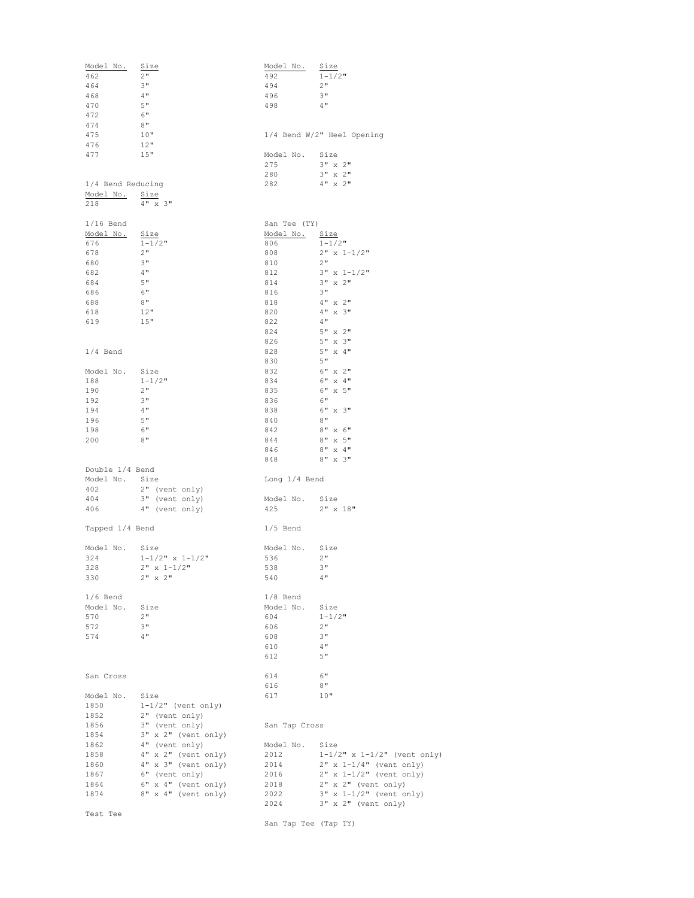| Model No. | Size |
|---|---|
| 462 | 2" |
| 464 | 3" |
| 468 | 4" |
| 470 | 5" |
| 472 | 6" |
| 474 | 8" |
| 475 | 10" |
| 476 | 12" |
| 477 | 15" |

1/4 Bend Reducing

| Model No. | Size |
|---|---|
| 218 | 4" x 3" |

1/16 Bend

| Model No. | Size |
|---|---|
| 676 | 1-1/2" |
| 678 | 2" |
| 680 | 3" |
| 682 | 4" |
| 684 | 5" |
| 686 | 6" |
| 688 | 8" |
| 618 | 12" |
| 619 | 15" |

1/4 Bend

| Model No. | Size |
|---|---|
| 188 | 1-1/2" |
| 190 | 2" |
| 192 | 3" |
| 194 | 4" |
| 196 | 5" |
| 198 | 6" |
| 200 | 8" |

Double 1/4 Bend

| Model No. | Size |
|---|---|
| 402 | 2" (vent only) |
| 404 | 3" (vent only) |
| 406 | 4" (vent only) |

Tapped 1/4 Bend

| Model No. | Size |
|---|---|
| 324 | 1-1/2" x 1-1/2" |
| 328 | 2" x 1-1/2" |
| 330 | 2" x 2" |

1/6 Bend

| Model No. | Size |
|---|---|
| 570 | 2" |
| 572 | 3" |
| 574 | 4" |

San Cross

| Model No. | Size |
|---|---|
| 1850 | 1-1/2" (vent only) |
| 1852 | 2" (vent only) |
| 1856 | 3" (vent only) |
| 1854 | 3" x 2" (vent only) |
| 1862 | 4" (vent only) |
| 1858 | 4" x 2" (vent only) |
| 1860 | 4" x 3" (vent only) |
| 1867 | 6" (vent only) |
| 1864 | 6" x 4" (vent only) |
| 1874 | 8" x 4" (vent only) |

Test Tee

| Model No. | Size |
|---|---|
| 492 | 1-1/2" |
| 494 | 2" |
| 496 | 3" |
| 498 | 4" |

1/4 Bend W/2" Heel Opening

| Model No. | Size |
|---|---|
| 275 | 3" x 2" |
| 280 | 3" x 2" |
| 282 | 4" x 2" |

San Tee (TY)

| Model No. | Size |
|---|---|
| 806 | 1-1/2" |
| 808 | 2" x 1-1/2" |
| 810 | 2" |
| 812 | 3" x 1-1/2" |
| 814 | 3" x 2" |
| 816 | 3" |
| 818 | 4" x 2" |
| 820 | 4" x 3" |
| 822 | 4" |
| 824 | 5" x 2" |
| 826 | 5" x 3" |
| 828 | 5" x 4" |
| 830 | 5" |
| 832 | 6" x 2" |
| 834 | 6" x 4" |
| 835 | 6" x 5" |
| 836 | 6" |
| 838 | 6" x 3" |
| 840 | 8" |
| 842 | 8" x 6" |
| 844 | 8" x 5" |
| 846 | 8" x 4" |
| 848 | 8" x 3" |

Long 1/4 Bend

| Model No. | Size |
|---|---|
| 425 | 2" x 18" |

1/5 Bend

| Model No. | Size |
|---|---|
| 536 | 2" |
| 538 | 3" |
| 540 | 4" |

1/8 Bend

| Model No. | Size |
|---|---|
| 604 | 1-1/2" |
| 606 | 2" |
| 608 | 3" |
| 610 | 4" |
| 612 | 5" |
| 614 | 6" |
| 616 | 8" |
| 617 | 10" |

San Tap Cross

| Model No. | Size |
|---|---|
| 2012 | 1-1/2" x 1-1/2" (vent only) |
| 2014 | 2" x 1-1/4" (vent only) |
| 2016 | 2" x 1-1/2" (vent only) |
| 2018 | 2" x 2" (vent only) |
| 2022 | 3" x 1-1/2" (vent only) |
| 2024 | 3" x 2" (vent only) |

San Tap Tee (Tap TY)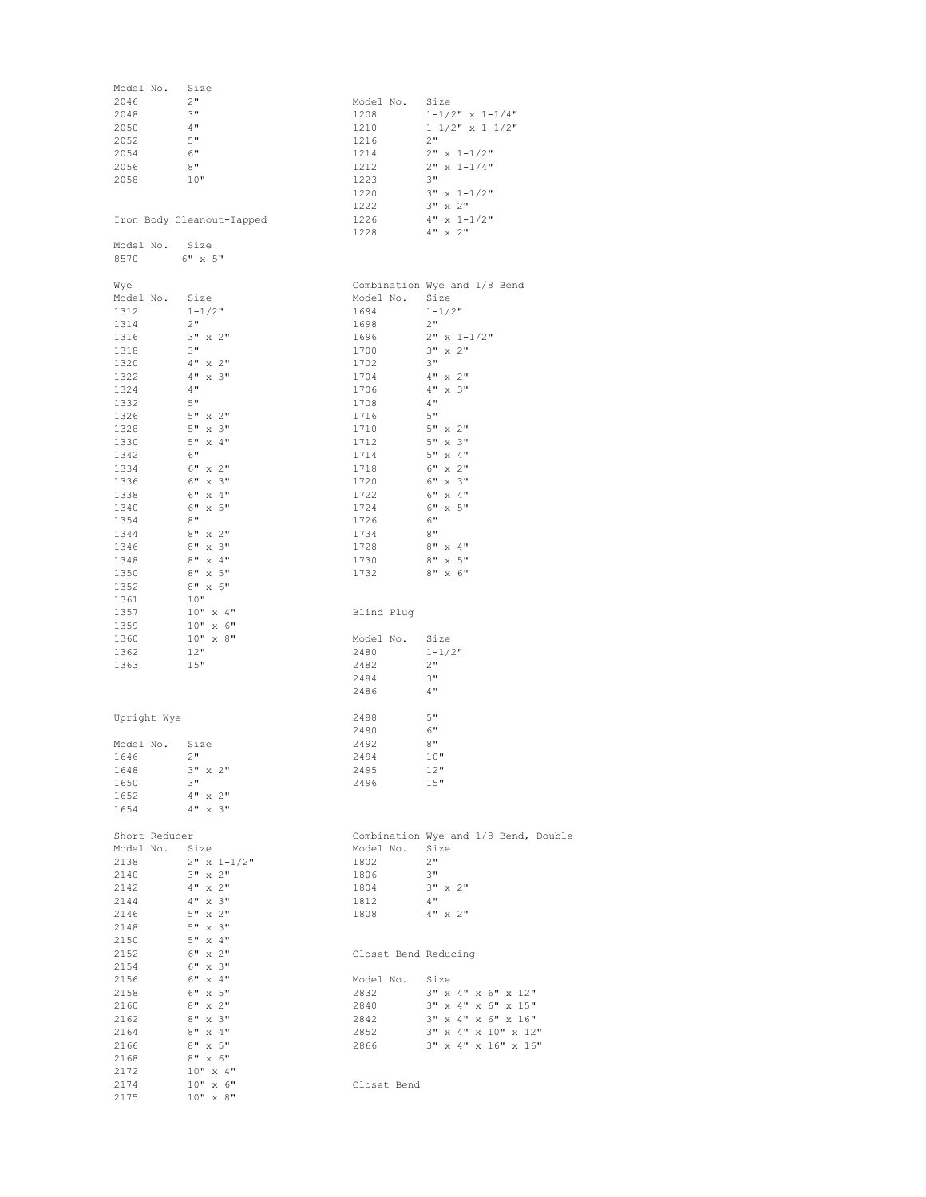| Model No. | Size |
|---|---|
| 2046 | 2" |
| 2048 | 3" |
| 2050 | 4" |
| 2052 | 5" |
| 2054 | 6" |
| 2056 | 8" |
| 2058 | 10" |

| Model No. | Size |
|---|---|
| 1208 | 1-1/2" x 1-1/4" |
| 1210 | 1-1/2" x 1-1/2" |
| 1216 | 2" |
| 1214 | 2" x 1-1/2" |
| 1212 | 2" x 1-1/4" |
| 1223 | 3" |
| 1220 | 3" x 1-1/2" |
| 1222 | 3" x 2" |
| 1226 | 4" x 1-1/2" |
| 1228 | 4" x 2" |

Iron Body Cleanout-Tapped

| Model No. | Size |
|---|---|
| 8570 | 6" x 5" |

Wye

| Model No. | Size |
|---|---|
| 1312 | 1-1/2" |
| 1314 | 2" |
| 1316 | 3" x 2" |
| 1318 | 3" |
| 1320 | 4" x 2" |
| 1322 | 4" x 3" |
| 1324 | 4" |
| 1332 | 5" |
| 1326 | 5" x 2" |
| 1328 | 5" x 3" |
| 1330 | 5" x 4" |
| 1342 | 6" |
| 1334 | 6" x 2" |
| 1336 | 6" x 3" |
| 1338 | 6" x 4" |
| 1340 | 6" x 5" |
| 1354 | 8" |
| 1344 | 8" x 2" |
| 1346 | 8" x 3" |
| 1348 | 8" x 4" |
| 1350 | 8" x 5" |
| 1352 | 8" x 6" |
| 1361 | 10" |
| 1357 | 10" x 4" |
| 1359 | 10" x 6" |
| 1360 | 10" x 8" |
| 1362 | 12" |
| 1363 | 15" |

Upright Wye

| Model No. | Size |
|---|---|
| 1646 | 2" |
| 1648 | 3" x 2" |
| 1650 | 3" |
| 1652 | 4" x 2" |
| 1654 | 4" x 3" |

Short Reducer

| Model No. | Size |
|---|---|
| 2138 | 2" x 1-1/2" |
| 2140 | 3" x 2" |
| 2142 | 4" x 2" |
| 2144 | 4" x 3" |
| 2146 | 5" x 2" |
| 2148 | 5" x 3" |
| 2150 | 5" x 4" |
| 2152 | 6" x 2" |
| 2154 | 6" x 3" |
| 2156 | 6" x 4" |
| 2158 | 6" x 5" |
| 2160 | 8" x 2" |
| 2162 | 8" x 3" |
| 2164 | 8" x 4" |
| 2166 | 8" x 5" |
| 2168 | 8" x 6" |
| 2172 | 10" x 4" |
| 2174 | 10" x 6" |
| 2175 | 10" x 8" |

Combination Wye and 1/8 Bend

| Model No. | Size |
|---|---|
| 1694 | 1-1/2" |
| 1698 | 2" |
| 1696 | 2" x 1-1/2" |
| 1700 | 3" x 2" |
| 1702 | 3" |
| 1704 | 4" x 2" |
| 1706 | 4" x 3" |
| 1708 | 4" |
| 1716 | 5" |
| 1710 | 5" x 2" |
| 1712 | 5" x 3" |
| 1714 | 5" x 4" |
| 1718 | 6" x 2" |
| 1720 | 6" x 3" |
| 1722 | 6" x 4" |
| 1724 | 6" x 5" |
| 1726 | 6" |
| 1734 | 8" |
| 1728 | 8" x 4" |
| 1730 | 8" x 5" |
| 1732 | 8" x 6" |

Blind Plug

| Model No. | Size |
|---|---|
| 2480 | 1-1/2" |
| 2482 | 2" |
| 2484 | 3" |
| 2486 | 4" |
| 2488 | 5" |
| 2490 | 6" |
| 2492 | 8" |
| 2494 | 10" |
| 2495 | 12" |
| 2496 | 15" |

Combination Wye and 1/8 Bend, Double

| Model No. | Size |
|---|---|
| 1802 | 2" |
| 1806 | 3" |
| 1804 | 3" x 2" |
| 1812 | 4" |
| 1808 | 4" x 2" |

Closet Bend Reducing

| Model No. | Size |
|---|---|
| 2832 | 3" x 4" x 6" x 12" |
| 2840 | 3" x 4" x 6" x 15" |
| 2842 | 3" x 4" x 6" x 16" |
| 2852 | 3" x 4" x 10" x 12" |
| 2866 | 3" x 4" x 16" x 16" |

Closet Bend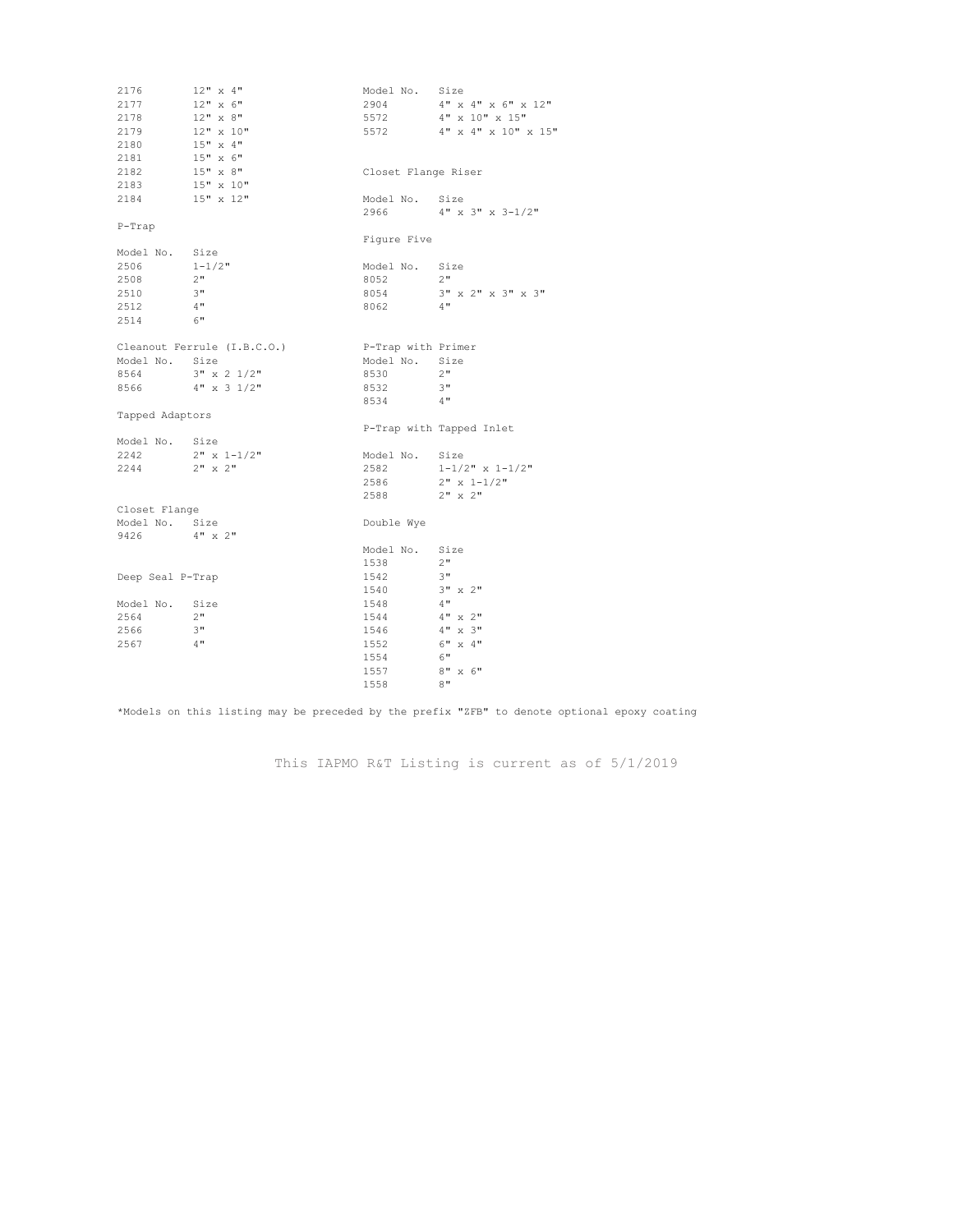| | |
|---|---|
| 2176 | 12" x 4" |
| 2177 | 12" x 6" |
| 2178 | 12" x 8" |
| 2179 | 12" x 10" |
| 2180 | 15" x 4" |
| 2181 | 15" x 6" |
| 2182 | 15" x 8" |
| 2183 | 15" x 10" |
| 2184 | 15" x 12" |

P-Trap

| Model No. | Size |
|---|---|
| 2506 | 1-1/2" |
| 2508 | 2" |
| 2510 | 3" |
| 2512 | 4" |
| 2514 | 6" |

Cleanout Ferrule (I.B.C.O.)

| Model No. | Size |
|---|---|
| 8564 | 3" x 2 1/2" |
| 8566 | 4" x 3 1/2" |

Tapped Adaptors

| Model No. | Size |
|---|---|
| 2242 | 2" x 1-1/2" |
| 2244 | 2" x 2" |

Closet Flange

| Model No. | Size |
|---|---|
| 9426 | 4" x 2" |

Deep Seal P-Trap

| Model No. | Size |
|---|---|
| 2564 | 2" |
| 2566 | 3" |
| 2567 | 4" |

| Model No. | Size |
|---|---|
| 2904 | 4" x 4" x 6" x 12" |
| 5572 | 4" x 10" x 15" |
| 5572 | 4" x 4" x 10" x 15" |

Closet Flange Riser

| Model No. | Size |
|---|---|
| 2966 | 4" x 3" x 3-1/2" |

Figure Five

| Model No. | Size |
|---|---|
| 8052 | 2" |
| 8054 | 3" x 2" x 3" x 3" |
| 8062 | 4" |

P-Trap with Primer

| Model No. | Size |
|---|---|
| 8530 | 2" |
| 8532 | 3" |
| 8534 | 4" |

P-Trap with Tapped Inlet

| Model No. | Size |
|---|---|
| 2582 | 1-1/2" x 1-1/2" |
| 2586 | 2" x 1-1/2" |
| 2588 | 2" x 2" |

Double Wye

| Model No. | Size |
|---|---|
| 1538 | 2" |
| 1542 | 3" |
| 1540 | 3" x 2" |
| 1548 | 4" |
| 1544 | 4" x 2" |
| 1546 | 4" x 3" |
| 1552 | 6" x 4" |
| 1554 | 6" |
| 1557 | 8" x 6" |
| 1558 | 8" |

*Models on this listing may be preceded by the prefix "ZFB" to denote optional epoxy coating

This IAPMO R&T Listing is current as of 5/1/2019